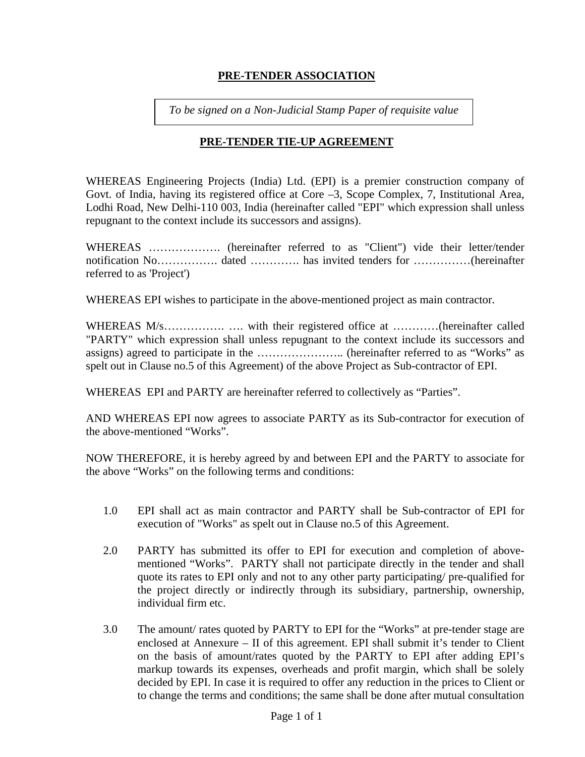# PRE-TENDER ASSOCIATION

*To be signed on a Non-Judicial Stamp Paper of requisite value*

## PRE-TENDER TIE-UP AGREEMENT

WHEREAS Engineering Projects (India) Ltd. (EPI) is a premier construction company of Govt. of India, having its registered office at Core –3, Scope Complex, 7, Institutional Area, Lodhi Road, New Delhi-110 003, India (hereinafter called "EPI" which expression shall unless repugnant to the context include its successors and assigns).

WHEREAS ………………. (hereinafter referred to as "Client") vide their letter/tender notification No……………. dated …………. has invited tenders for ……………(hereinafter referred to as 'Project')

WHEREAS EPI wishes to participate in the above-mentioned project as main contractor.

WHEREAS M/s……………. …. with their registered office at …………(hereinafter called "PARTY" which expression shall unless repugnant to the context include its successors and assigns) agreed to participate in the ………………….. (hereinafter referred to as "Works" as spelt out in Clause no.5 of this Agreement) of the above Project as Sub-contractor of EPI.

WHEREAS EPI and PARTY are hereinafter referred to collectively as "Parties".

AND WHEREAS EPI now agrees to associate PARTY as its Sub-contractor for execution of the above-mentioned "Works".

NOW THEREFORE, it is hereby agreed by and between EPI and the PARTY to associate for the above "Works" on the following terms and conditions:

1.0 EPI shall act as main contractor and PARTY shall be Sub-contractor of EPI for execution of "Works" as spelt out in Clause no.5 of this Agreement.

2.0 PARTY has submitted its offer to EPI for execution and completion of above-mentioned "Works". PARTY shall not participate directly in the tender and shall quote its rates to EPI only and not to any other party participating/ pre-qualified for the project directly or indirectly through its subsidiary, partnership, ownership, individual firm etc.

3.0 The amount/ rates quoted by PARTY to EPI for the "Works" at pre-tender stage are enclosed at Annexure – II of this agreement. EPI shall submit it's tender to Client on the basis of amount/rates quoted by the PARTY to EPI after adding EPI's markup towards its expenses, overheads and profit margin, which shall be solely decided by EPI. In case it is required to offer any reduction in the prices to Client or to change the terms and conditions; the same shall be done after mutual consultation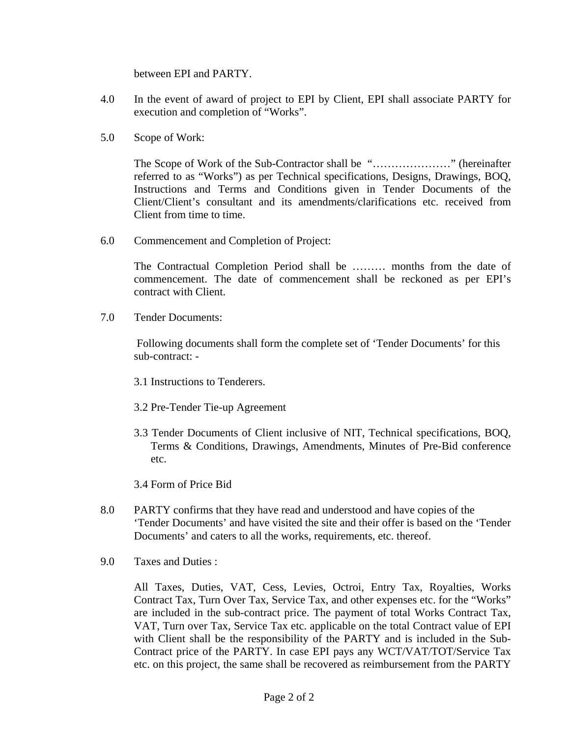between EPI and PARTY.

4.0 In the event of award of project to EPI by Client, EPI shall associate PARTY for execution and completion of “Works”.

5.0 Scope of Work:

The Scope of Work of the Sub-Contractor shall be “…………………” (hereinafter referred to as “Works”) as per Technical specifications, Designs, Drawings, BOQ, Instructions and Terms and Conditions given in Tender Documents of the Client/Client’s consultant and its amendments/clarifications etc. received from Client from time to time.

6.0 Commencement and Completion of Project:

The Contractual Completion Period shall be ……… months from the date of commencement. The date of commencement shall be reckoned as per EPI’s contract with Client.

7.0 Tender Documents:

Following documents shall form the complete set of ‘Tender Documents’ for this sub-contract: -

3.1 Instructions to Tenderers.

3.2 Pre-Tender Tie-up Agreement

3.3 Tender Documents of Client inclusive of NIT, Technical specifications, BOQ, Terms & Conditions, Drawings, Amendments, Minutes of Pre-Bid conference etc.

3.4 Form of Price Bid

8.0 PARTY confirms that they have read and understood and have copies of the ‘Tender Documents’ and have visited the site and their offer is based on the ‘Tender Documents’ and caters to all the works, requirements, etc. thereof.

9.0 Taxes and Duties :

All Taxes, Duties, VAT, Cess, Levies, Octroi, Entry Tax, Royalties, Works Contract Tax, Turn Over Tax, Service Tax, and other expenses etc. for the “Works” are included in the sub-contract price. The payment of total Works Contract Tax, VAT, Turn over Tax, Service Tax etc. applicable on the total Contract value of EPI with Client shall be the responsibility of the PARTY and is included in the Sub-Contract price of the PARTY. In case EPI pays any WCT/VAT/TOT/Service Tax etc. on this project, the same shall be recovered as reimbursement from the PARTY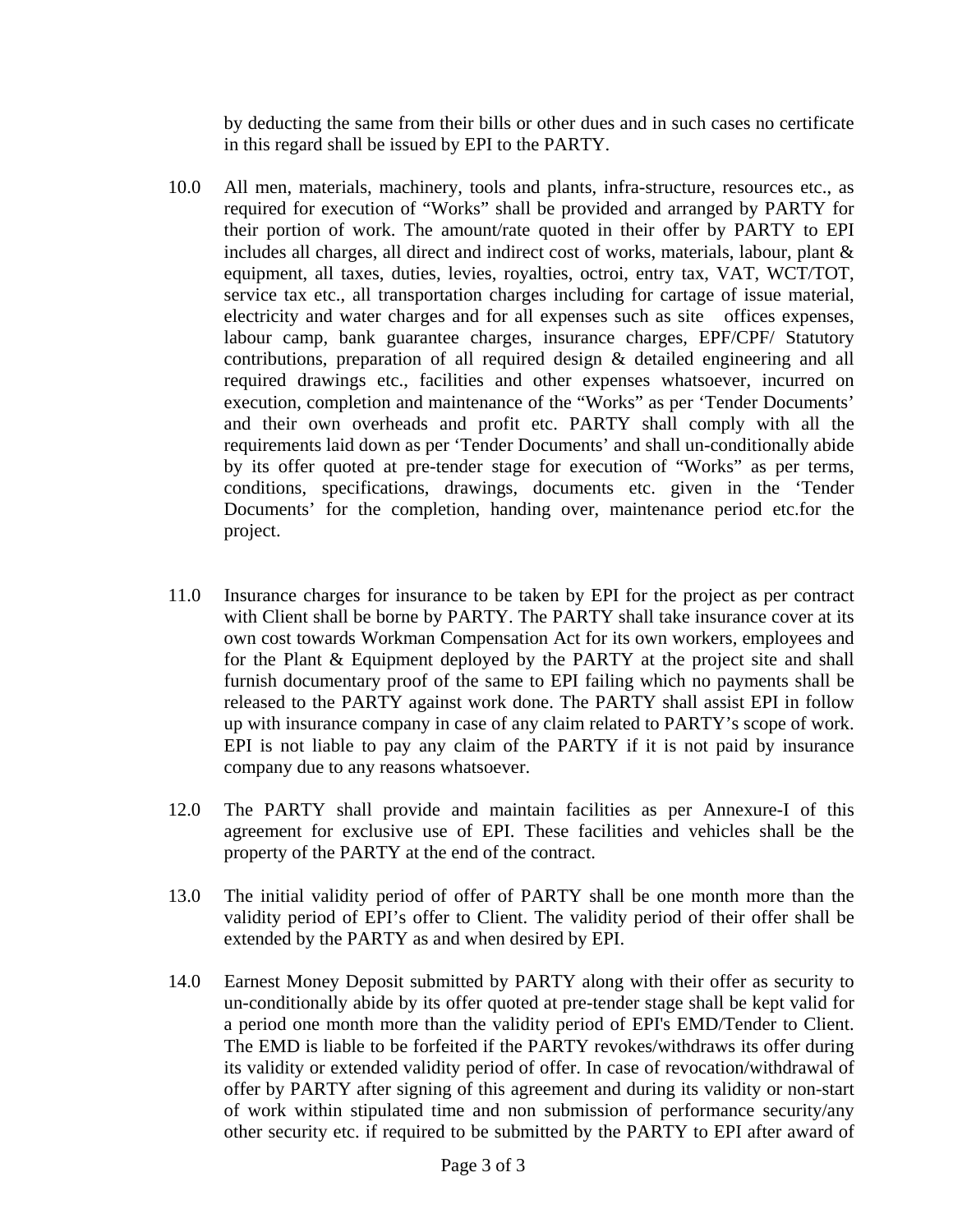by deducting the same from their bills or other dues and in such cases no certificate in this regard shall be issued by EPI to the PARTY.

10.0 All men, materials, machinery, tools and plants, infra-structure, resources etc., as required for execution of "Works" shall be provided and arranged by PARTY for their portion of work. The amount/rate quoted in their offer by PARTY to EPI includes all charges, all direct and indirect cost of works, materials, labour, plant & equipment, all taxes, duties, levies, royalties, octroi, entry tax, VAT, WCT/TOT, service tax etc., all transportation charges including for cartage of issue material, electricity and water charges and for all expenses such as site offices expenses, labour camp, bank guarantee charges, insurance charges, EPF/CPF/ Statutory contributions, preparation of all required design & detailed engineering and all required drawings etc., facilities and other expenses whatsoever, incurred on execution, completion and maintenance of the "Works" as per 'Tender Documents' and their own overheads and profit etc. PARTY shall comply with all the requirements laid down as per 'Tender Documents' and shall un-conditionally abide by its offer quoted at pre-tender stage for execution of "Works" as per terms, conditions, specifications, drawings, documents etc. given in the 'Tender Documents' for the completion, handing over, maintenance period etc.for the project.

11.0 Insurance charges for insurance to be taken by EPI for the project as per contract with Client shall be borne by PARTY. The PARTY shall take insurance cover at its own cost towards Workman Compensation Act for its own workers, employees and for the Plant & Equipment deployed by the PARTY at the project site and shall furnish documentary proof of the same to EPI failing which no payments shall be released to the PARTY against work done. The PARTY shall assist EPI in follow up with insurance company in case of any claim related to PARTY's scope of work. EPI is not liable to pay any claim of the PARTY if it is not paid by insurance company due to any reasons whatsoever.

12.0 The PARTY shall provide and maintain facilities as per Annexure-I of this agreement for exclusive use of EPI. These facilities and vehicles shall be the property of the PARTY at the end of the contract.

13.0 The initial validity period of offer of PARTY shall be one month more than the validity period of EPI's offer to Client. The validity period of their offer shall be extended by the PARTY as and when desired by EPI.

14.0 Earnest Money Deposit submitted by PARTY along with their offer as security to un-conditionally abide by its offer quoted at pre-tender stage shall be kept valid for a period one month more than the validity period of EPI's EMD/Tender to Client. The EMD is liable to be forfeited if the PARTY revokes/withdraws its offer during its validity or extended validity period of offer. In case of revocation/withdrawal of offer by PARTY after signing of this agreement and during its validity or non-start of work within stipulated time and non submission of performance security/any other security etc. if required to be submitted by the PARTY to EPI after award of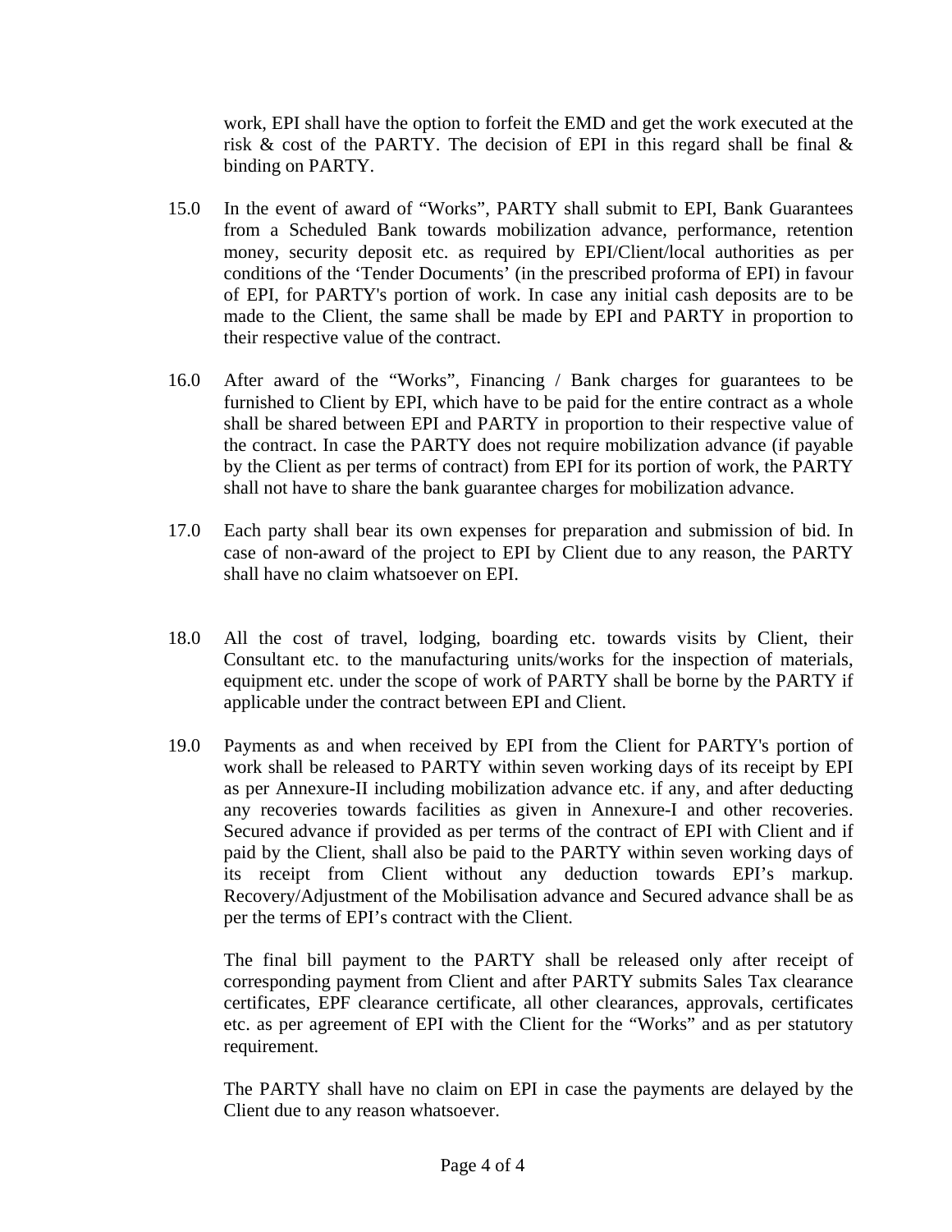work, EPI shall have the option to forfeit the EMD and get the work executed at the risk & cost of the PARTY. The decision of EPI in this regard shall be final & binding on PARTY.

15.0 In the event of award of “Works”, PARTY shall submit to EPI, Bank Guarantees from a Scheduled Bank towards mobilization advance, performance, retention money, security deposit etc. as required by EPI/Client/local authorities as per conditions of the ‘Tender Documents’ (in the prescribed proforma of EPI) in favour of EPI, for PARTY's portion of work. In case any initial cash deposits are to be made to the Client, the same shall be made by EPI and PARTY in proportion to their respective value of the contract.

16.0 After award of the “Works”, Financing / Bank charges for guarantees to be furnished to Client by EPI, which have to be paid for the entire contract as a whole shall be shared between EPI and PARTY in proportion to their respective value of the contract. In case the PARTY does not require mobilization advance (if payable by the Client as per terms of contract) from EPI for its portion of work, the PARTY shall not have to share the bank guarantee charges for mobilization advance.

17.0 Each party shall bear its own expenses for preparation and submission of bid. In case of non-award of the project to EPI by Client due to any reason, the PARTY shall have no claim whatsoever on EPI.

18.0 All the cost of travel, lodging, boarding etc. towards visits by Client, their Consultant etc. to the manufacturing units/works for the inspection of materials, equipment etc. under the scope of work of PARTY shall be borne by the PARTY if applicable under the contract between EPI and Client.

19.0 Payments as and when received by EPI from the Client for PARTY's portion of work shall be released to PARTY within seven working days of its receipt by EPI as per Annexure-II including mobilization advance etc. if any, and after deducting any recoveries towards facilities as given in Annexure-I and other recoveries. Secured advance if provided as per terms of the contract of EPI with Client and if paid by the Client, shall also be paid to the PARTY within seven working days of its receipt from Client without any deduction towards EPI’s markup. Recovery/Adjustment of the Mobilisation advance and Secured advance shall be as per the terms of EPI’s contract with the Client.

The final bill payment to the PARTY shall be released only after receipt of corresponding payment from Client and after PARTY submits Sales Tax clearance certificates, EPF clearance certificate, all other clearances, approvals, certificates etc. as per agreement of EPI with the Client for the “Works” and as per statutory requirement.

The PARTY shall have no claim on EPI in case the payments are delayed by the Client due to any reason whatsoever.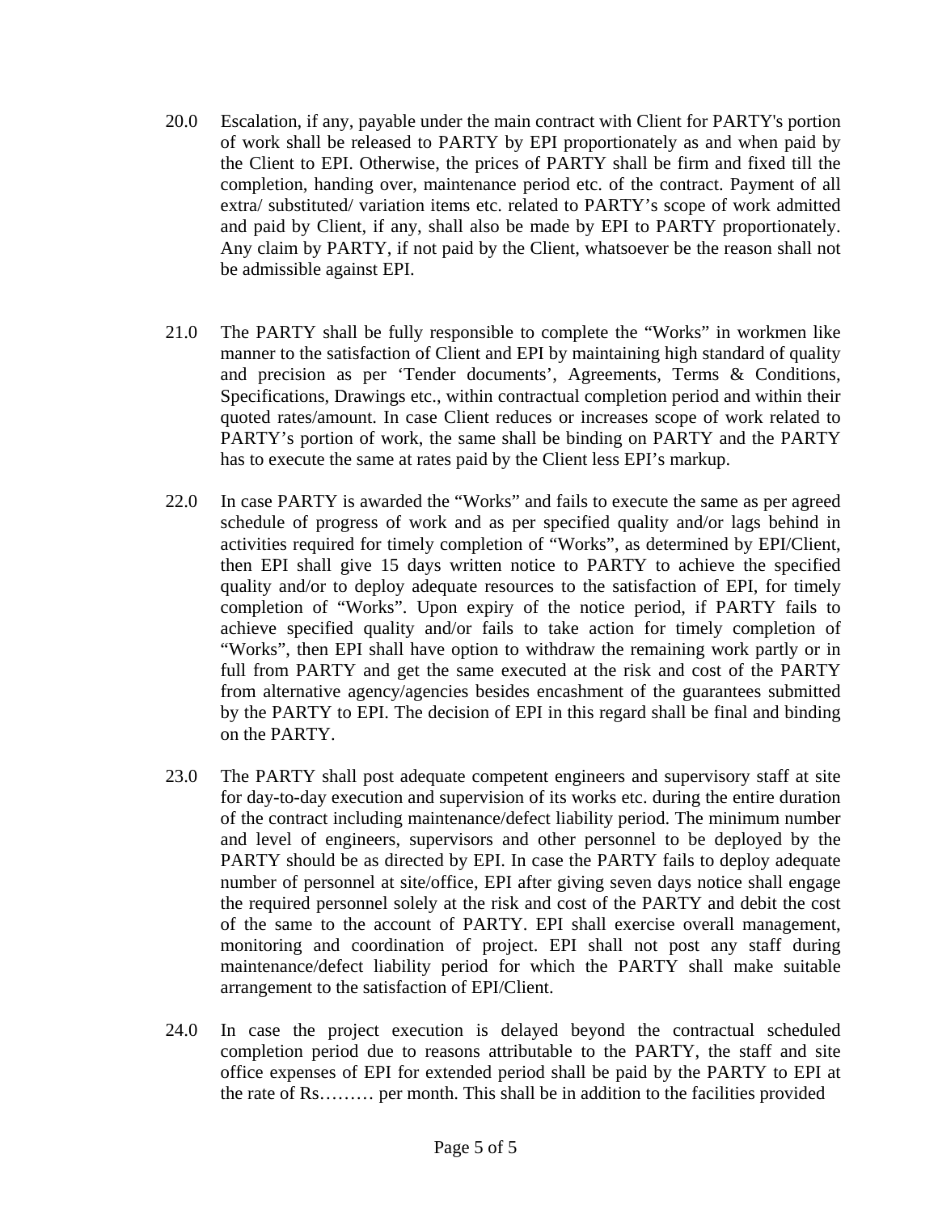20.0 Escalation, if any, payable under the main contract with Client for PARTY's portion of work shall be released to PARTY by EPI proportionately as and when paid by the Client to EPI. Otherwise, the prices of PARTY shall be firm and fixed till the completion, handing over, maintenance period etc. of the contract. Payment of all extra/ substituted/ variation items etc. related to PARTY's scope of work admitted and paid by Client, if any, shall also be made by EPI to PARTY proportionately. Any claim by PARTY, if not paid by the Client, whatsoever be the reason shall not be admissible against EPI.

21.0 The PARTY shall be fully responsible to complete the "Works" in workmen like manner to the satisfaction of Client and EPI by maintaining high standard of quality and precision as per 'Tender documents', Agreements, Terms & Conditions, Specifications, Drawings etc., within contractual completion period and within their quoted rates/amount. In case Client reduces or increases scope of work related to PARTY's portion of work, the same shall be binding on PARTY and the PARTY has to execute the same at rates paid by the Client less EPI's markup.

22.0 In case PARTY is awarded the "Works" and fails to execute the same as per agreed schedule of progress of work and as per specified quality and/or lags behind in activities required for timely completion of "Works", as determined by EPI/Client, then EPI shall give 15 days written notice to PARTY to achieve the specified quality and/or to deploy adequate resources to the satisfaction of EPI, for timely completion of "Works". Upon expiry of the notice period, if PARTY fails to achieve specified quality and/or fails to take action for timely completion of "Works", then EPI shall have option to withdraw the remaining work partly or in full from PARTY and get the same executed at the risk and cost of the PARTY from alternative agency/agencies besides encashment of the guarantees submitted by the PARTY to EPI. The decision of EPI in this regard shall be final and binding on the PARTY.

23.0 The PARTY shall post adequate competent engineers and supervisory staff at site for day-to-day execution and supervision of its works etc. during the entire duration of the contract including maintenance/defect liability period. The minimum number and level of engineers, supervisors and other personnel to be deployed by the PARTY should be as directed by EPI. In case the PARTY fails to deploy adequate number of personnel at site/office, EPI after giving seven days notice shall engage the required personnel solely at the risk and cost of the PARTY and debit the cost of the same to the account of PARTY. EPI shall exercise overall management, monitoring and coordination of project. EPI shall not post any staff during maintenance/defect liability period for which the PARTY shall make suitable arrangement to the satisfaction of EPI/Client.

24.0 In case the project execution is delayed beyond the contractual scheduled completion period due to reasons attributable to the PARTY, the staff and site office expenses of EPI for extended period shall be paid by the PARTY to EPI at the rate of Rs……… per month. This shall be in addition to the facilities provided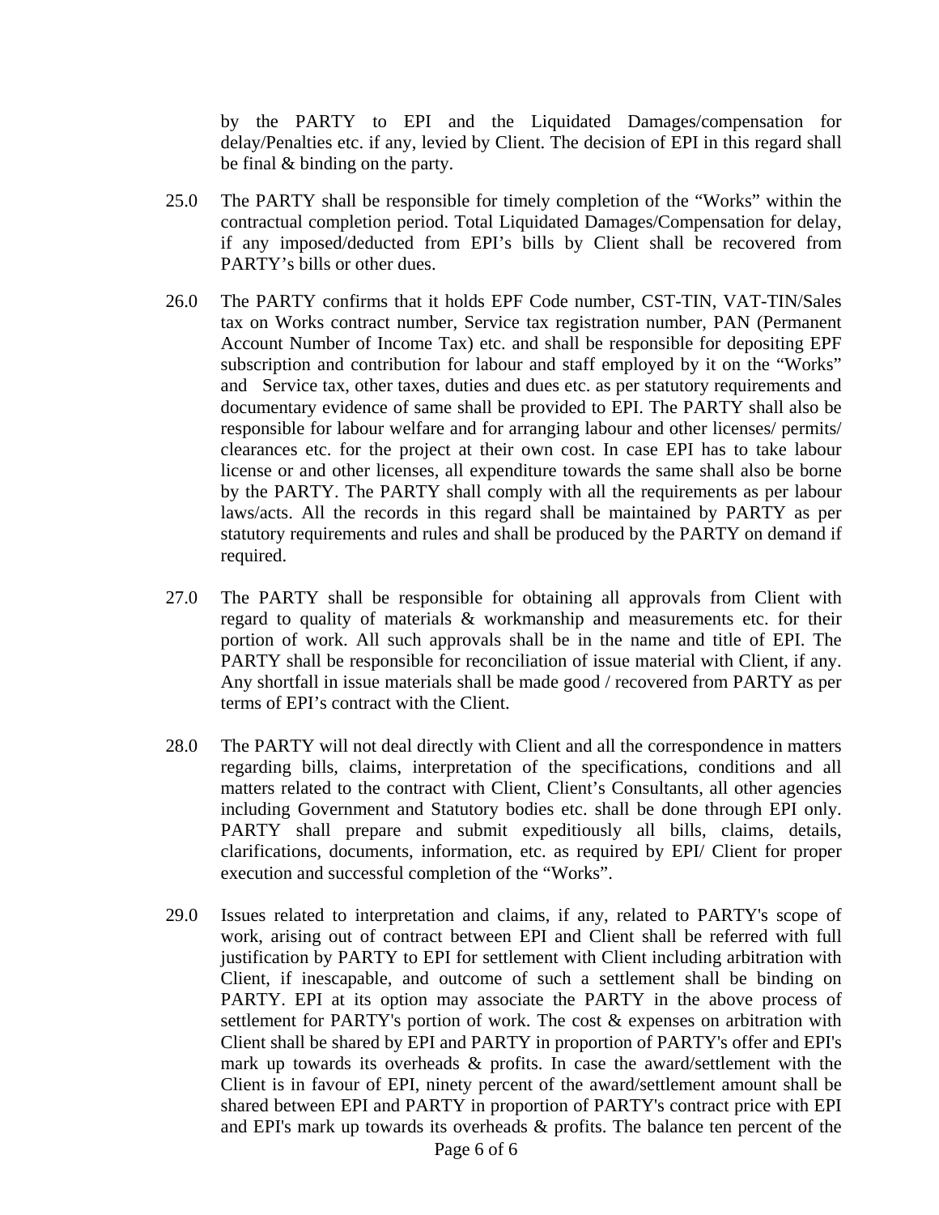by the PARTY to EPI and the Liquidated Damages/compensation for delay/Penalties etc. if any, levied by Client. The decision of EPI in this regard shall be final & binding on the party.

25.0 The PARTY shall be responsible for timely completion of the "Works" within the contractual completion period. Total Liquidated Damages/Compensation for delay, if any imposed/deducted from EPI's bills by Client shall be recovered from PARTY's bills or other dues.

26.0 The PARTY confirms that it holds EPF Code number, CST-TIN, VAT-TIN/Sales tax on Works contract number, Service tax registration number, PAN (Permanent Account Number of Income Tax) etc. and shall be responsible for depositing EPF subscription and contribution for labour and staff employed by it on the "Works" and Service tax, other taxes, duties and dues etc. as per statutory requirements and documentary evidence of same shall be provided to EPI. The PARTY shall also be responsible for labour welfare and for arranging labour and other licenses/ permits/ clearances etc. for the project at their own cost. In case EPI has to take labour license or and other licenses, all expenditure towards the same shall also be borne by the PARTY. The PARTY shall comply with all the requirements as per labour laws/acts. All the records in this regard shall be maintained by PARTY as per statutory requirements and rules and shall be produced by the PARTY on demand if required.

27.0 The PARTY shall be responsible for obtaining all approvals from Client with regard to quality of materials & workmanship and measurements etc. for their portion of work. All such approvals shall be in the name and title of EPI. The PARTY shall be responsible for reconciliation of issue material with Client, if any. Any shortfall in issue materials shall be made good / recovered from PARTY as per terms of EPI's contract with the Client.

28.0 The PARTY will not deal directly with Client and all the correspondence in matters regarding bills, claims, interpretation of the specifications, conditions and all matters related to the contract with Client, Client's Consultants, all other agencies including Government and Statutory bodies etc. shall be done through EPI only. PARTY shall prepare and submit expeditiously all bills, claims, details, clarifications, documents, information, etc. as required by EPI/ Client for proper execution and successful completion of the "Works".

29.0 Issues related to interpretation and claims, if any, related to PARTY's scope of work, arising out of contract between EPI and Client shall be referred with full justification by PARTY to EPI for settlement with Client including arbitration with Client, if inescapable, and outcome of such a settlement shall be binding on PARTY. EPI at its option may associate the PARTY in the above process of settlement for PARTY's portion of work. The cost & expenses on arbitration with Client shall be shared by EPI and PARTY in proportion of PARTY's offer and EPI's mark up towards its overheads & profits. In case the award/settlement with the Client is in favour of EPI, ninety percent of the award/settlement amount shall be shared between EPI and PARTY in proportion of PARTY's contract price with EPI and EPI's mark up towards its overheads & profits. The balance ten percent of the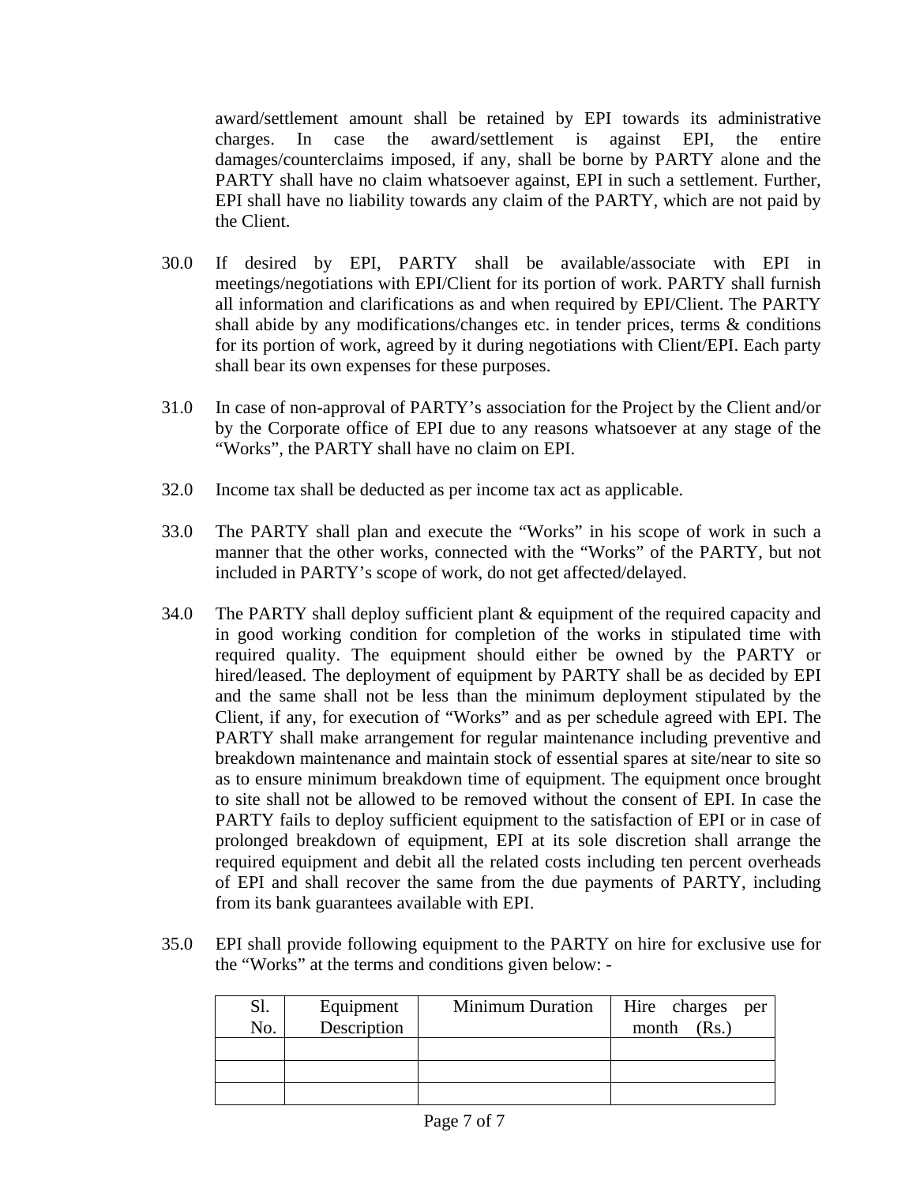award/settlement amount shall be retained by EPI towards its administrative charges. In case the award/settlement is against EPI, the entire damages/counterclaims imposed, if any, shall be borne by PARTY alone and the PARTY shall have no claim whatsoever against, EPI in such a settlement. Further, EPI shall have no liability towards any claim of the PARTY, which are not paid by the Client.

30.0 If desired by EPI, PARTY shall be available/associate with EPI in meetings/negotiations with EPI/Client for its portion of work. PARTY shall furnish all information and clarifications as and when required by EPI/Client. The PARTY shall abide by any modifications/changes etc. in tender prices, terms & conditions for its portion of work, agreed by it during negotiations with Client/EPI. Each party shall bear its own expenses for these purposes.

31.0 In case of non-approval of PARTY's association for the Project by the Client and/or by the Corporate office of EPI due to any reasons whatsoever at any stage of the "Works", the PARTY shall have no claim on EPI.

32.0 Income tax shall be deducted as per income tax act as applicable.

33.0 The PARTY shall plan and execute the "Works" in his scope of work in such a manner that the other works, connected with the "Works" of the PARTY, but not included in PARTY's scope of work, do not get affected/delayed.

34.0 The PARTY shall deploy sufficient plant & equipment of the required capacity and in good working condition for completion of the works in stipulated time with required quality. The equipment should either be owned by the PARTY or hired/leased. The deployment of equipment by PARTY shall be as decided by EPI and the same shall not be less than the minimum deployment stipulated by the Client, if any, for execution of "Works" and as per schedule agreed with EPI. The PARTY shall make arrangement for regular maintenance including preventive and breakdown maintenance and maintain stock of essential spares at site/near to site so as to ensure minimum breakdown time of equipment. The equipment once brought to site shall not be allowed to be removed without the consent of EPI. In case the PARTY fails to deploy sufficient equipment to the satisfaction of EPI or in case of prolonged breakdown of equipment, EPI at its sole discretion shall arrange the required equipment and debit all the related costs including ten percent overheads of EPI and shall recover the same from the due payments of PARTY, including from its bank guarantees available with EPI.

35.0 EPI shall provide following equipment to the PARTY on hire for exclusive use for the "Works" at the terms and conditions given below: -

| Sl. No. | Equipment Description | Minimum Duration | Hire charges per month (Rs.) |
|---|---|---|---|
| | | | |
| | | | |
| | | | |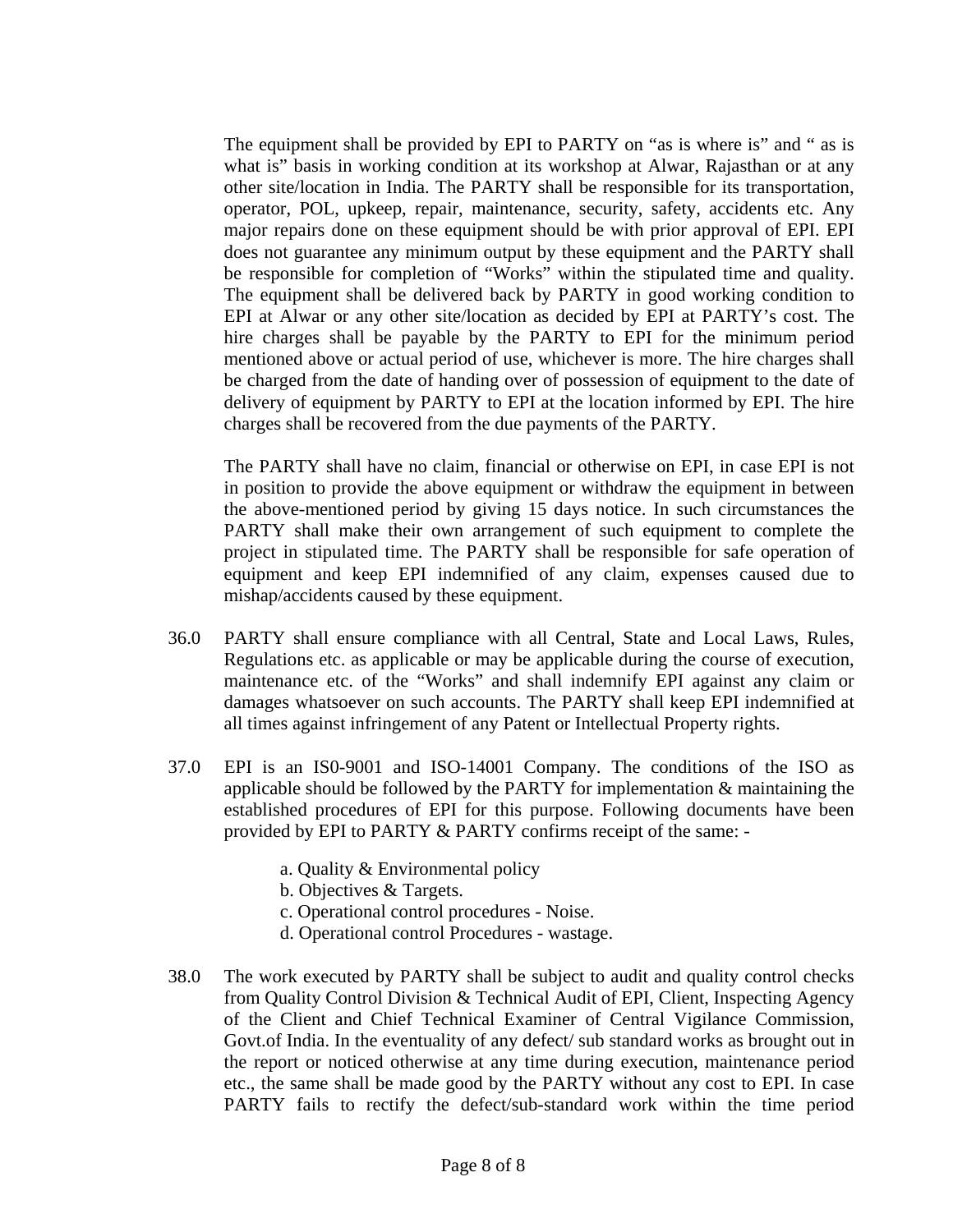The equipment shall be provided by EPI to PARTY on “as is where is” and “ as is what is” basis in working condition at its workshop at Alwar, Rajasthan or at any other site/location in India. The PARTY shall be responsible for its transportation, operator, POL, upkeep, repair, maintenance, security, safety, accidents etc. Any major repairs done on these equipment should be with prior approval of EPI. EPI does not guarantee any minimum output by these equipment and the PARTY shall be responsible for completion of “Works” within the stipulated time and quality. The equipment shall be delivered back by PARTY in good working condition to EPI at Alwar or any other site/location as decided by EPI at PARTY’s cost. The hire charges shall be payable by the PARTY to EPI for the minimum period mentioned above or actual period of use, whichever is more. The hire charges shall be charged from the date of handing over of possession of equipment to the date of delivery of equipment by PARTY to EPI at the location informed by EPI. The hire charges shall be recovered from the due payments of the PARTY.

The PARTY shall have no claim, financial or otherwise on EPI, in case EPI is not in position to provide the above equipment or withdraw the equipment in between the above-mentioned period by giving 15 days notice. In such circumstances the PARTY shall make their own arrangement of such equipment to complete the project in stipulated time. The PARTY shall be responsible for safe operation of equipment and keep EPI indemnified of any claim, expenses caused due to mishap/accidents caused by these equipment.

36.0 PARTY shall ensure compliance with all Central, State and Local Laws, Rules, Regulations etc. as applicable or may be applicable during the course of execution, maintenance etc. of the “Works” and shall indemnify EPI against any claim or damages whatsoever on such accounts. The PARTY shall keep EPI indemnified at all times against infringement of any Patent or Intellectual Property rights.

37.0 EPI is an IS0-9001 and ISO-14001 Company. The conditions of the ISO as applicable should be followed by the PARTY for implementation & maintaining the established procedures of EPI for this purpose. Following documents have been provided by EPI to PARTY & PARTY confirms receipt of the same: -

a. Quality & Environmental policy
b. Objectives & Targets.
c. Operational control procedures - Noise.
d. Operational control Procedures - wastage.

38.0 The work executed by PARTY shall be subject to audit and quality control checks from Quality Control Division & Technical Audit of EPI, Client, Inspecting Agency of the Client and Chief Technical Examiner of Central Vigilance Commission, Govt.of India. In the eventuality of any defect/ sub standard works as brought out in the report or noticed otherwise at any time during execution, maintenance period etc., the same shall be made good by the PARTY without any cost to EPI. In case PARTY fails to rectify the defect/sub-standard work within the time period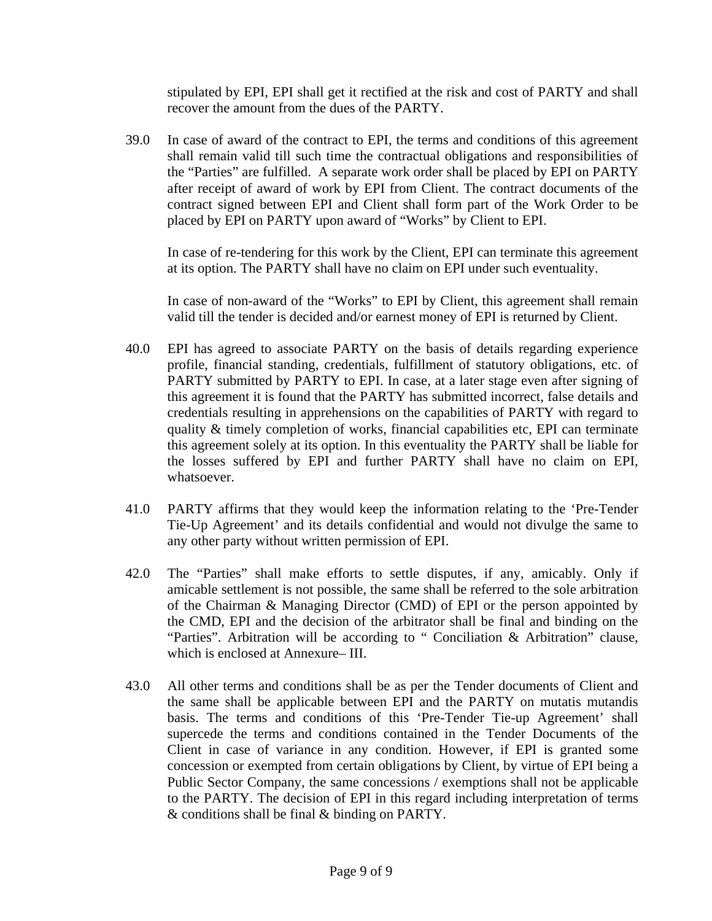stipulated by EPI, EPI shall get it rectified at the risk and cost of PARTY and shall recover the amount from the dues of the PARTY.

39.0 In case of award of the contract to EPI, the terms and conditions of this agreement shall remain valid till such time the contractual obligations and responsibilities of the "Parties" are fulfilled. A separate work order shall be placed by EPI on PARTY after receipt of award of work by EPI from Client. The contract documents of the contract signed between EPI and Client shall form part of the Work Order to be placed by EPI on PARTY upon award of "Works" by Client to EPI.

In case of re-tendering for this work by the Client, EPI can terminate this agreement at its option. The PARTY shall have no claim on EPI under such eventuality.

In case of non-award of the "Works" to EPI by Client, this agreement shall remain valid till the tender is decided and/or earnest money of EPI is returned by Client.

40.0 EPI has agreed to associate PARTY on the basis of details regarding experience profile, financial standing, credentials, fulfillment of statutory obligations, etc. of PARTY submitted by PARTY to EPI. In case, at a later stage even after signing of this agreement it is found that the PARTY has submitted incorrect, false details and credentials resulting in apprehensions on the capabilities of PARTY with regard to quality & timely completion of works, financial capabilities etc, EPI can terminate this agreement solely at its option. In this eventuality the PARTY shall be liable for the losses suffered by EPI and further PARTY shall have no claim on EPI, whatsoever.

41.0 PARTY affirms that they would keep the information relating to the 'Pre-Tender Tie-Up Agreement' and its details confidential and would not divulge the same to any other party without written permission of EPI.

42.0 The "Parties" shall make efforts to settle disputes, if any, amicably. Only if amicable settlement is not possible, the same shall be referred to the sole arbitration of the Chairman & Managing Director (CMD) of EPI or the person appointed by the CMD, EPI and the decision of the arbitrator shall be final and binding on the "Parties". Arbitration will be according to " Conciliation & Arbitration" clause, which is enclosed at Annexure– III.

43.0 All other terms and conditions shall be as per the Tender documents of Client and the same shall be applicable between EPI and the PARTY on mutatis mutandis basis. The terms and conditions of this 'Pre-Tender Tie-up Agreement' shall supercede the terms and conditions contained in the Tender Documents of the Client in case of variance in any condition. However, if EPI is granted some concession or exempted from certain obligations by Client, by virtue of EPI being a Public Sector Company, the same concessions / exemptions shall not be applicable to the PARTY. The decision of EPI in this regard including interpretation of terms & conditions shall be final & binding on PARTY.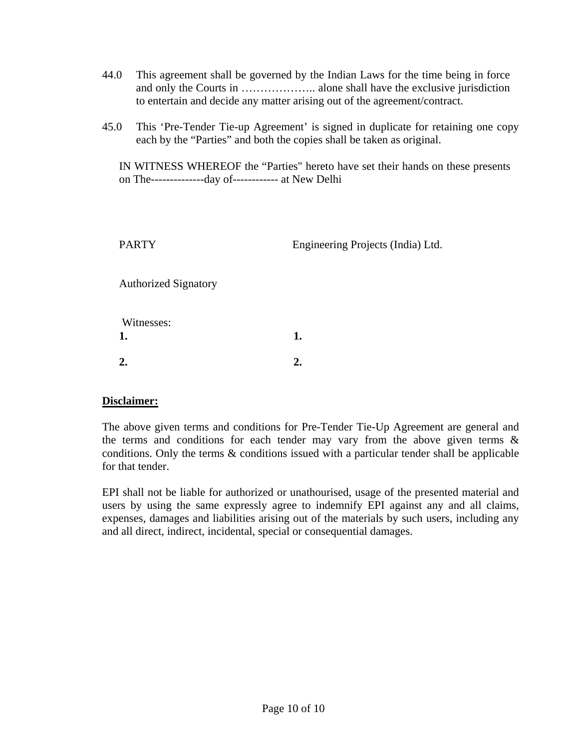44.0 This agreement shall be governed by the Indian Laws for the time being in force and only the Courts in ……………….. alone shall have the exclusive jurisdiction to entertain and decide any matter arising out of the agreement/contract.

45.0 This 'Pre-Tender Tie-up Agreement' is signed in duplicate for retaining one copy each by the "Parties" and both the copies shall be taken as original.

IN WITNESS WHEREOF the "Parties" hereto have set their hands on these presents on The--------------day of------------ at New Delhi

| PARTY | Engineering Projects (India) Ltd. |
| --- | --- |
| Authorized Signatory | |
| Witnesses: | |
| **1.** | **1.** |
| **2.** | **2.** |

**Disclaimer:**

The above given terms and conditions for Pre-Tender Tie-Up Agreement are general and the terms and conditions for each tender may vary from the above given terms & conditions. Only the terms & conditions issued with a particular tender shall be applicable for that tender.

EPI shall not be liable for authorized or unathourised, usage of the presented material and users by using the same expressly agree to indemnify EPI against any and all claims, expenses, damages and liabilities arising out of the materials by such users, including any and all direct, indirect, incidental, special or consequential damages.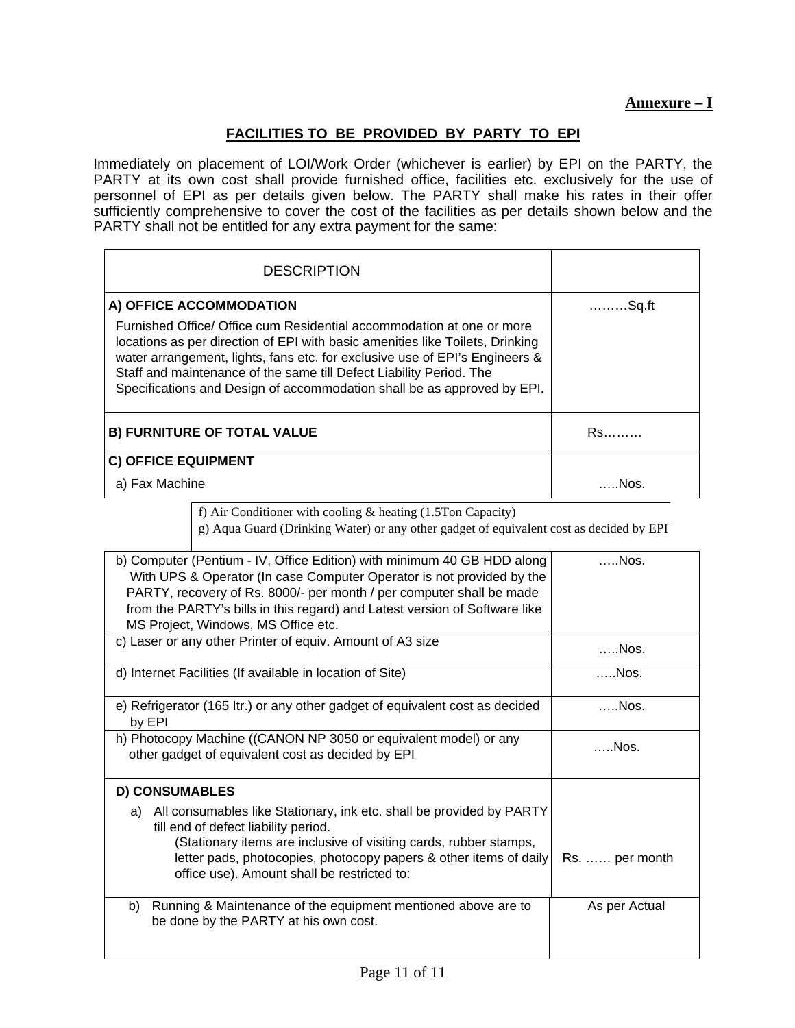**Annexure – I**

## FACILITIES TO BE PROVIDED BY PARTY TO EPI

Immediately on placement of LOI/Work Order (whichever is earlier) by EPI on the PARTY, the PARTY at its own cost shall provide furnished office, facilities etc. exclusively for the use of personnel of EPI as per details given below. The PARTY shall make his rates in their offer sufficiently comprehensive to cover the cost of the facilities as per details shown below and the PARTY shall not be entitled for any extra payment for the same:

| DESCRIPTION | |
|---|---|
| **A) OFFICE ACCOMMODATION**<br>Furnished Office/ Office cum Residential accommodation at one or more locations as per direction of EPI with basic amenities like Toilets, Drinking water arrangement, lights, fans etc. for exclusive use of EPI's Engineers & Staff and maintenance of the same till Defect Liability Period. The Specifications and Design of accommodation shall be as approved by EPI. | ………Sq.ft |
| **B) FURNITURE OF TOTAL VALUE** | Rs……… |
| **C) OFFICE EQUIPMENT**<br>a) Fax Machine | …..Nos. |
| f) Air Conditioner with cooling & heating (1.5Ton Capacity) | |
| g) Aqua Guard (Drinking Water) or any other gadget of equivalent cost as decided by EPI | |
| b) Computer (Pentium - IV, Office Edition) with minimum 40 GB HDD along With UPS & Operator (In case Computer Operator is not provided by the PARTY, recovery of Rs. 8000/- per month / per computer shall be made from the PARTY's bills in this regard) and Latest version of Software like MS Project, Windows, MS Office etc. | …..Nos. |
| c) Laser or any other Printer of equiv. Amount of A3 size | …..Nos. |
| d) Internet Facilities (If available in location of Site) | …..Nos. |
| e) Refrigerator (165 ltr.) or any other gadget of equivalent cost as decided by EPI | …..Nos. |
| h) Photocopy Machine ((CANON NP 3050 or equivalent model) or any other gadget of equivalent cost as decided by EPI | …..Nos. |
| **D) CONSUMABLES**<br>a) All consumables like Stationary, ink etc. shall be provided by PARTY till end of defect liability period. (Stationary items are inclusive of visiting cards, rubber stamps, letter pads, photocopies, photocopy papers & other items of daily office use). Amount shall be restricted to: | Rs. …… per month |
| b) Running & Maintenance of the equipment mentioned above are to be done by the PARTY at his own cost. | As per Actual |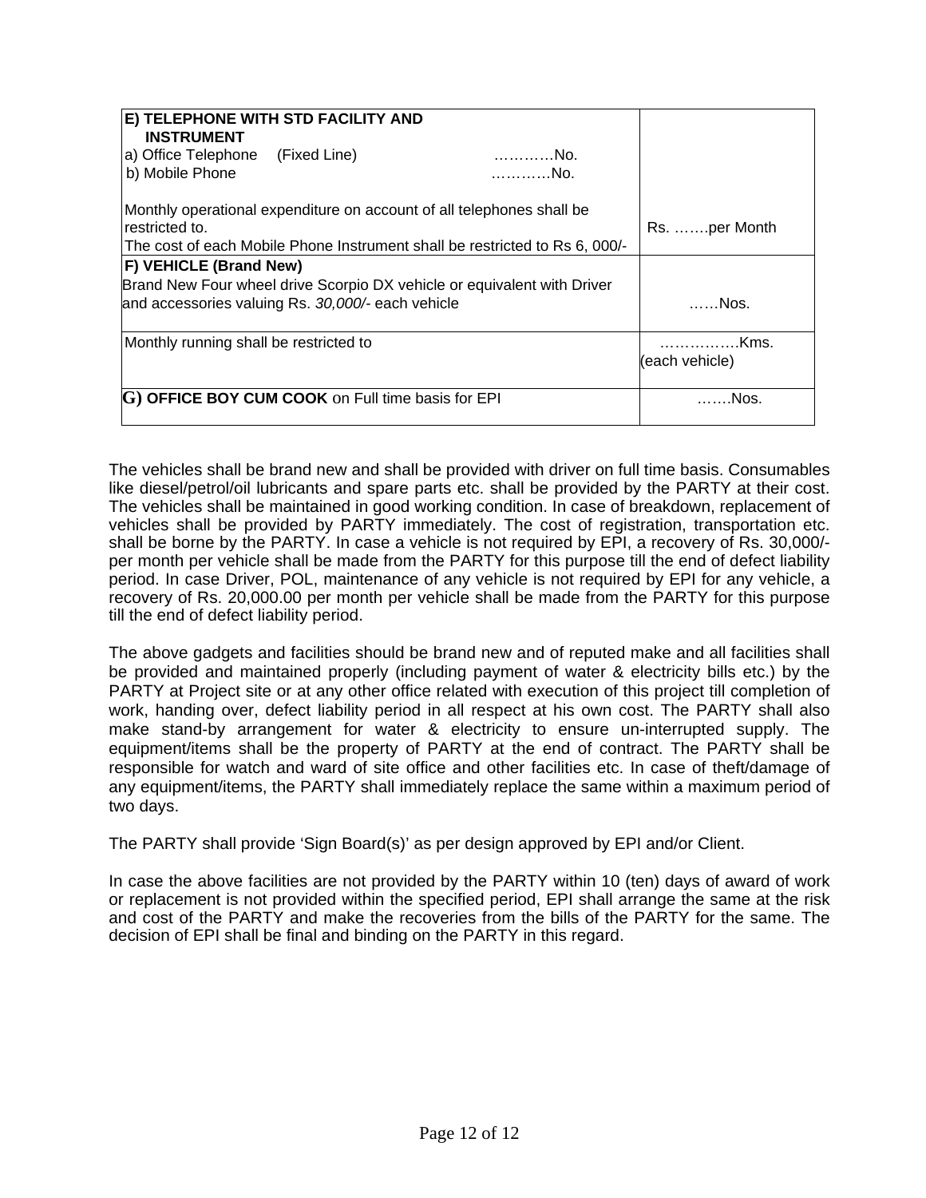| | |
|---|---|
| **E) TELEPHONE WITH STD FACILITY AND INSTRUMENT**<br>a) Office Telephone (Fixed Line) …………No.<br>b) Mobile Phone …………No.<br><br>Monthly operational expenditure on account of all telephones shall be restricted to.<br>The cost of each Mobile Phone Instrument shall be restricted to Rs 6, 000/- | Rs. …….per Month |
| **F) VEHICLE (Brand New)**<br>Brand New Four wheel drive Scorpio DX vehicle or equivalent with Driver and accessories valuing Rs. *30,000/-* each vehicle | ……Nos. |
| Monthly running shall be restricted to | …………….Kms. (each vehicle) |
| **G) OFFICE BOY CUM COOK** on Full time basis for EPI | …….Nos. |

The vehicles shall be brand new and shall be provided with driver on full time basis. Consumables like diesel/petrol/oil lubricants and spare parts etc. shall be provided by the PARTY at their cost. The vehicles shall be maintained in good working condition. In case of breakdown, replacement of vehicles shall be provided by PARTY immediately. The cost of registration, transportation etc. shall be borne by the PARTY. In case a vehicle is not required by EPI, a recovery of Rs. 30,000/- per month per vehicle shall be made from the PARTY for this purpose till the end of defect liability period. In case Driver, POL, maintenance of any vehicle is not required by EPI for any vehicle, a recovery of Rs. 20,000.00 per month per vehicle shall be made from the PARTY for this purpose till the end of defect liability period.

The above gadgets and facilities should be brand new and of reputed make and all facilities shall be provided and maintained properly (including payment of water & electricity bills etc.) by the PARTY at Project site or at any other office related with execution of this project till completion of work, handing over, defect liability period in all respect at his own cost. The PARTY shall also make stand-by arrangement for water & electricity to ensure un-interrupted supply. The equipment/items shall be the property of PARTY at the end of contract. The PARTY shall be responsible for watch and ward of site office and other facilities etc. In case of theft/damage of any equipment/items, the PARTY shall immediately replace the same within a maximum period of two days.

The PARTY shall provide 'Sign Board(s)' as per design approved by EPI and/or Client.

In case the above facilities are not provided by the PARTY within 10 (ten) days of award of work or replacement is not provided within the specified period, EPI shall arrange the same at the risk and cost of the PARTY and make the recoveries from the bills of the PARTY for the same. The decision of EPI shall be final and binding on the PARTY in this regard.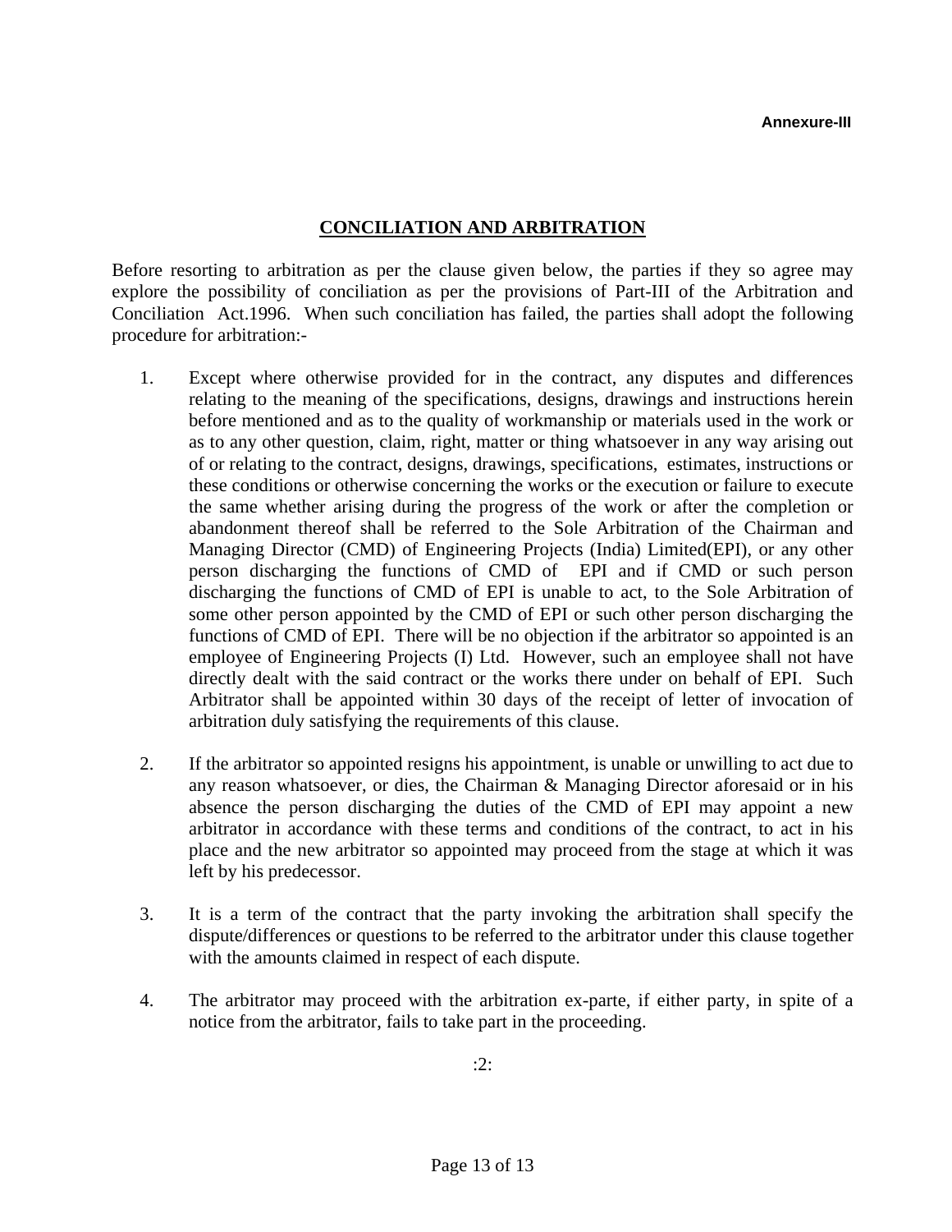**Annexure-III**

## CONCILIATION AND ARBITRATION

Before resorting to arbitration as per the clause given below, the parties if they so agree may explore the possibility of conciliation as per the provisions of Part-III of the Arbitration and Conciliation Act.1996. When such conciliation has failed, the parties shall adopt the following procedure for arbitration:-

1. Except where otherwise provided for in the contract, any disputes and differences relating to the meaning of the specifications, designs, drawings and instructions herein before mentioned and as to the quality of workmanship or materials used in the work or as to any other question, claim, right, matter or thing whatsoever in any way arising out of or relating to the contract, designs, drawings, specifications, estimates, instructions or these conditions or otherwise concerning the works or the execution or failure to execute the same whether arising during the progress of the work or after the completion or abandonment thereof shall be referred to the Sole Arbitration of the Chairman and Managing Director (CMD) of Engineering Projects (India) Limited(EPI), or any other person discharging the functions of CMD of EPI and if CMD or such person discharging the functions of CMD of EPI is unable to act, to the Sole Arbitration of some other person appointed by the CMD of EPI or such other person discharging the functions of CMD of EPI. There will be no objection if the arbitrator so appointed is an employee of Engineering Projects (I) Ltd. However, such an employee shall not have directly dealt with the said contract or the works there under on behalf of EPI. Such Arbitrator shall be appointed within 30 days of the receipt of letter of invocation of arbitration duly satisfying the requirements of this clause.

2. If the arbitrator so appointed resigns his appointment, is unable or unwilling to act due to any reason whatsoever, or dies, the Chairman & Managing Director aforesaid or in his absence the person discharging the duties of the CMD of EPI may appoint a new arbitrator in accordance with these terms and conditions of the contract, to act in his place and the new arbitrator so appointed may proceed from the stage at which it was left by his predecessor.

3. It is a term of the contract that the party invoking the arbitration shall specify the dispute/differences or questions to be referred to the arbitrator under this clause together with the amounts claimed in respect of each dispute.

4. The arbitrator may proceed with the arbitration ex-parte, if either party, in spite of a notice from the arbitrator, fails to take part in the proceeding.

:2: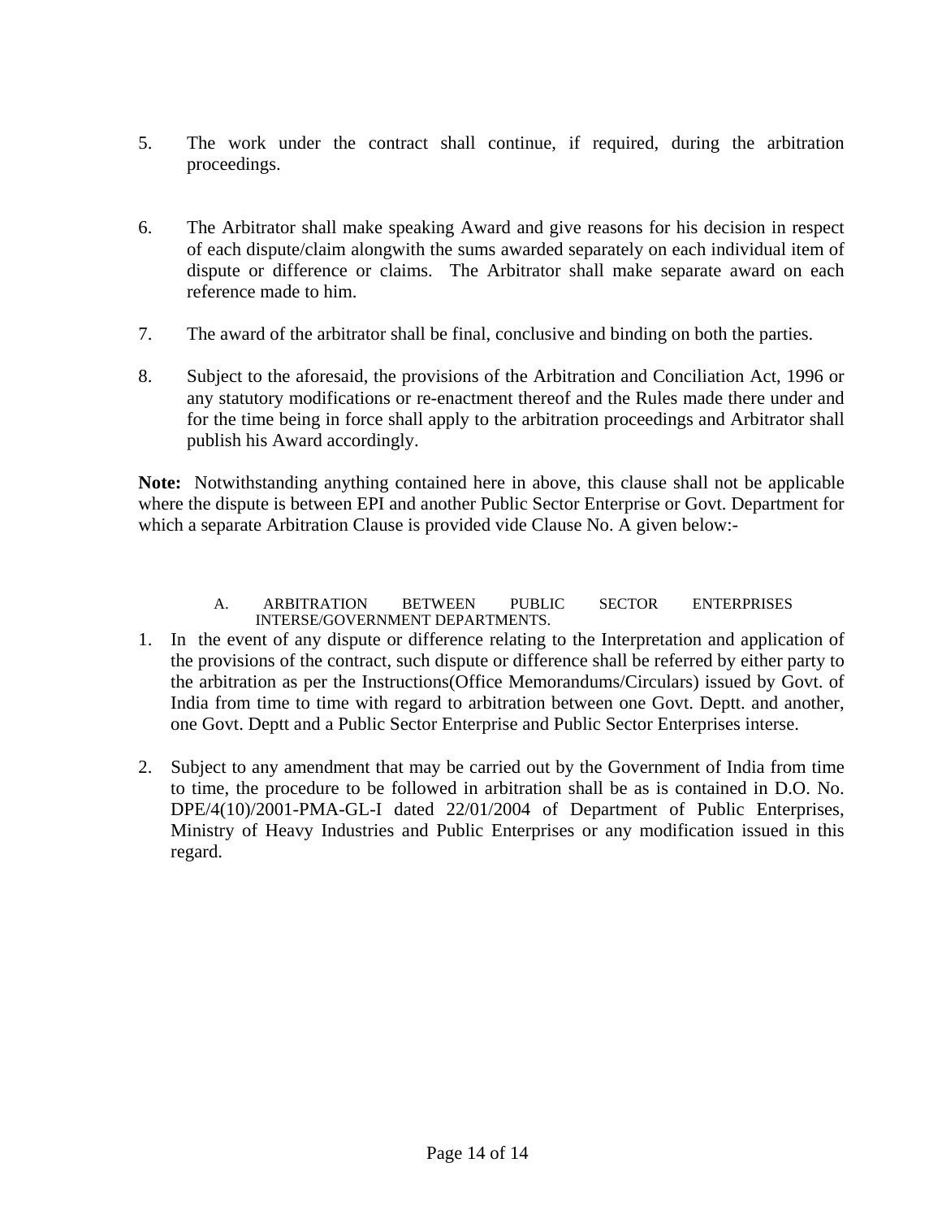5. The work under the contract shall continue, if required, during the arbitration proceedings.

6. The Arbitrator shall make speaking Award and give reasons for his decision in respect of each dispute/claim alongwith the sums awarded separately on each individual item of dispute or difference or claims. The Arbitrator shall make separate award on each reference made to him.

7. The award of the arbitrator shall be final, conclusive and binding on both the parties.

8. Subject to the aforesaid, the provisions of the Arbitration and Conciliation Act, 1996 or any statutory modifications or re-enactment thereof and the Rules made there under and for the time being in force shall apply to the arbitration proceedings and Arbitrator shall publish his Award accordingly.

**Note:** Notwithstanding anything contained here in above, this clause shall not be applicable where the dispute is between EPI and another Public Sector Enterprise or Govt. Department for which a separate Arbitration Clause is provided vide Clause No. A given below:-

A. ARBITRATION BETWEEN PUBLIC SECTOR ENTERPRISES INTERSE/GOVERNMENT DEPARTMENTS.

1. In the event of any dispute or difference relating to the Interpretation and application of the provisions of the contract, such dispute or difference shall be referred by either party to the arbitration as per the Instructions(Office Memorandums/Circulars) issued by Govt. of India from time to time with regard to arbitration between one Govt. Deptt. and another, one Govt. Deptt and a Public Sector Enterprise and Public Sector Enterprises interse.

2. Subject to any amendment that may be carried out by the Government of India from time to time, the procedure to be followed in arbitration shall be as is contained in D.O. No. DPE/4(10)/2001-PMA-GL-I dated 22/01/2004 of Department of Public Enterprises, Ministry of Heavy Industries and Public Enterprises or any modification issued in this regard.